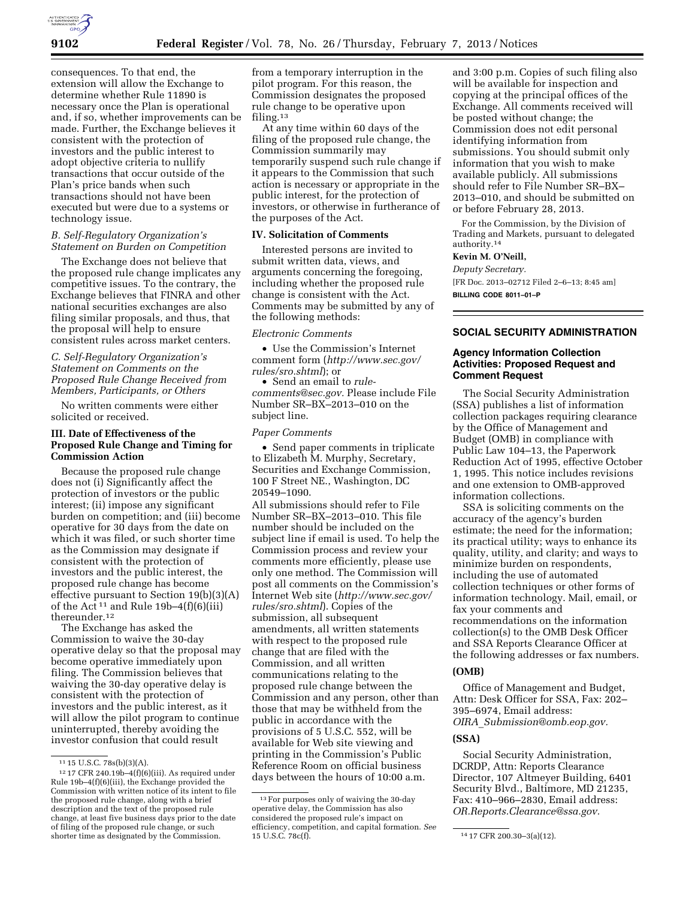consequences. To that end, the extension will allow the Exchange to determine whether Rule 11890 is necessary once the Plan is operational and, if so, whether improvements can be made. Further, the Exchange believes it consistent with the protection of investors and the public interest to adopt objective criteria to nullify transactions that occur outside of the Plan's price bands when such transactions should not have been executed but were due to a systems or technology issue.

*B. Self-Regulatory Organization's Statement on Burden on Competition*

The Exchange does not believe that the proposed rule change implicates any competitive issues. To the contrary, the Exchange believes that FINRA and other national securities exchanges are also filing similar proposals, and thus, that the proposal will help to ensure consistent rules across market centers.

*C. Self-Regulatory Organization's Statement on Comments on the Proposed Rule Change Received from Members, Participants, or Others*

No written comments were either solicited or received.

**III. Date of Effectiveness of the Proposed Rule Change and Timing for Commission Action**

Because the proposed rule change does not (i) Significantly affect the protection of investors or the public interest; (ii) impose any significant burden on competition; and (iii) become operative for 30 days from the date on which it was filed, or such shorter time as the Commission may designate if consistent with the protection of investors and the public interest, the proposed rule change has become effective pursuant to Section 19(b)(3)(A) of the Act [11] and Rule 19b–4(f)(6)(iii) thereunder.[12]

The Exchange has asked the Commission to waive the 30-day operative delay so that the proposal may become operative immediately upon filing. The Commission believes that waiving the 30-day operative delay is consistent with the protection of investors and the public interest, as it will allow the pilot program to continue uninterrupted, thereby avoiding the investor confusion that could result from a temporary interruption in the pilot program. For this reason, the Commission designates the proposed rule change to be operative upon filing.[13]

At any time within 60 days of the filing of the proposed rule change, the Commission summarily may temporarily suspend such rule change if it appears to the Commission that such action is necessary or appropriate in the public interest, for the protection of investors, or otherwise in furtherance of the purposes of the Act.

**IV. Solicitation of Comments**

Interested persons are invited to submit written data, views, and arguments concerning the foregoing, including whether the proposed rule change is consistent with the Act. Comments may be submitted by any of the following methods:

*Electronic Comments*

- Use the Commission's Internet comment form (*http://www.sec.gov/rules/sro.shtml*); or
- Send an email to *rule-comments@sec.gov*. Please include File Number SR–BX–2013–010 on the subject line.

*Paper Comments*

- Send paper comments in triplicate to Elizabeth M. Murphy, Secretary, Securities and Exchange Commission, 100 F Street NE., Washington, DC 20549–1090.

All submissions should refer to File Number SR–BX–2013–010. This file number should be included on the subject line if email is used. To help the Commission process and review your comments more efficiently, please use only one method. The Commission will post all comments on the Commission's Internet Web site (*http://www.sec.gov/rules/sro.shtml*). Copies of the submission, all subsequent amendments, all written statements with respect to the proposed rule change that are filed with the Commission, and all written communications relating to the proposed rule change between the Commission and any person, other than those that may be withheld from the public in accordance with the provisions of 5 U.S.C. 552, will be available for Web site viewing and printing in the Commission's Public Reference Room on official business days between the hours of 10:00 a.m. and 3:00 p.m. Copies of such filing also will be available for inspection and copying at the principal offices of the Exchange. All comments received will be posted without change; the Commission does not edit personal identifying information from submissions. You should submit only information that you wish to make available publicly. All submissions should refer to File Number SR–BX–2013–010, and should be submitted on or before February 28, 2013.

For the Commission, by the Division of Trading and Markets, pursuant to delegated authority.[14]

**Kevin M. O'Neill,**

*Deputy Secretary.*

[FR Doc. 2013–02712 Filed 2–6–13; 8:45 am]

**BILLING CODE 8011–01–P**

---

[11] 15 U.S.C. 78s(b)(3)(A).

[12] 17 CFR 240.19b–4(f)(6)(iii). As required under Rule 19b–4(f)(6)(iii), the Exchange provided the Commission with written notice of its intent to file the proposed rule change, along with a brief description and the text of the proposed rule change, at least five business days prior to the date of filing of the proposed rule change, or such shorter time as designated by the Commission.

[13] For purposes only of waiving the 30-day operative delay, the Commission has also considered the proposed rule's impact on efficiency, competition, and capital formation. *See* 15 U.S.C. 78c(f).

[14] 17 CFR 200.30–3(a)(12).

---

## SOCIAL SECURITY ADMINISTRATION

### Agency Information Collection Activities: Proposed Request and Comment Request

The Social Security Administration (SSA) publishes a list of information collection packages requiring clearance by the Office of Management and Budget (OMB) in compliance with Public Law 104–13, the Paperwork Reduction Act of 1995, effective October 1, 1995. This notice includes revisions and one extension to OMB-approved information collections.

SSA is soliciting comments on the accuracy of the agency's burden estimate; the need for the information; its practical utility; ways to enhance its quality, utility, and clarity; and ways to minimize burden on respondents, including the use of automated collection techniques or other forms of information technology. Mail, email, or fax your comments and recommendations on the information collection(s) to the OMB Desk Officer and SSA Reports Clearance Officer at the following addresses or fax numbers.

**(OMB)**

Office of Management and Budget, Attn: Desk Officer for SSA, Fax: 202–395–6974, Email address: *OIRA_Submission@omb.eop.gov.*

**(SSA)**

Social Security Administration, DCRDP, Attn: Reports Clearance Director, 107 Altmeyer Building, 6401 Security Blvd., Baltimore, MD 21235, Fax: 410–966–2830, Email address: *OR.Reports.Clearance@ssa.gov.*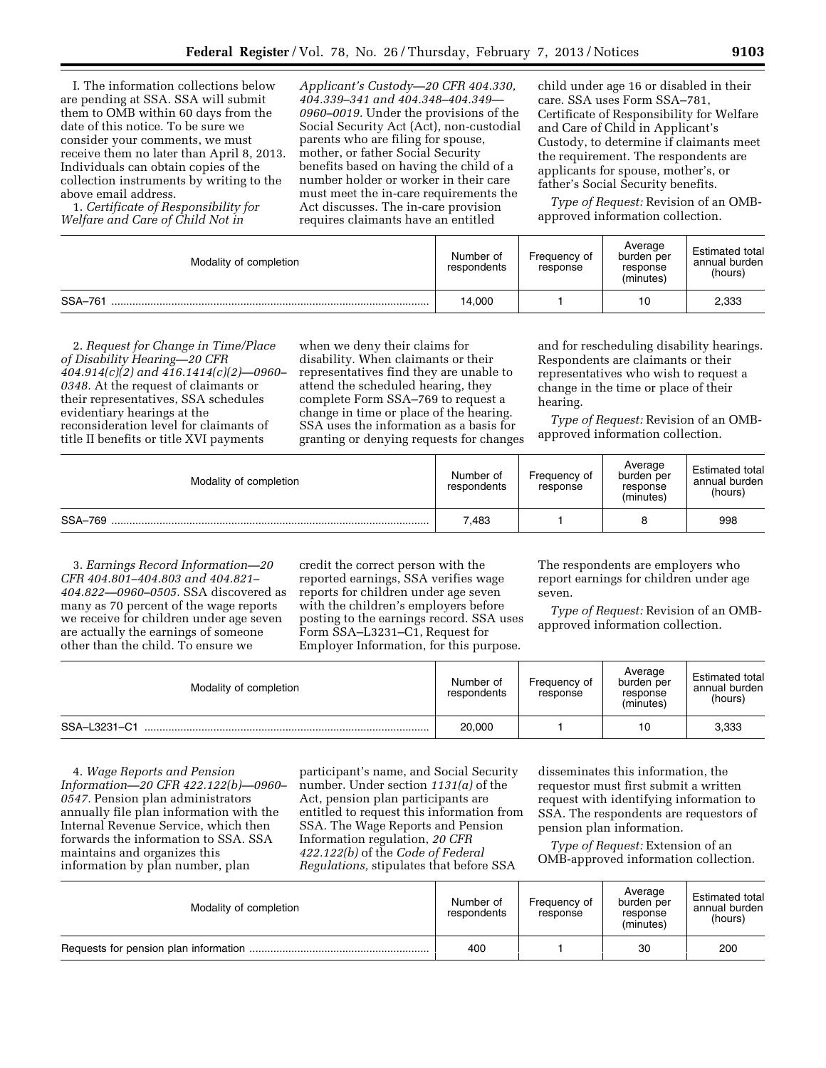I. The information collections below are pending at SSA. SSA will submit them to OMB within 60 days from the date of this notice. To be sure we consider your comments, we must receive them no later than April 8, 2013. Individuals can obtain copies of the collection instruments by writing to the above email address.

1. *Certificate of Responsibility for Welfare and Care of Child Not in Applicant's Custody—20 CFR 404.330, 404.339–341 and 404.348–404.349—0960–0019.* Under the provisions of the Social Security Act (Act), non-custodial parents who are filing for spouse, mother, or father Social Security benefits based on having the child of a number holder or worker in their care must meet the in-care requirements the Act discusses. The in-care provision requires claimants have an entitled child under age 16 or disabled in their care. SSA uses Form SSA–781, Certificate of Responsibility for Welfare and Care of Child in Applicant's Custody, to determine if claimants meet the requirement. The respondents are applicants for spouse, mother's, or father's Social Security benefits.

*Type of Request:* Revision of an OMB-approved information collection.

| Modality of completion | Number of respondents | Frequency of response | Average burden per response (minutes) | Estimated total annual burden (hours) |
|---|---|---|---|---|
| SSA–761 | 14,000 | 1 | 10 | 2,333 |

2. *Request for Change in Time/Place of Disability Hearing—20 CFR 404.914(c)(2) and 416.1414(c)(2)—0960–0348.* At the request of claimants or their representatives, SSA schedules evidentiary hearings at the reconsideration level for claimants of title II benefits or title XVI payments when we deny their claims for disability. When claimants or their representatives find they are unable to attend the scheduled hearing, they complete Form SSA–769 to request a change in time or place of the hearing. SSA uses the information as a basis for granting or denying requests for changes and for rescheduling disability hearings. Respondents are claimants or their representatives who wish to request a change in the time or place of their hearing.

*Type of Request:* Revision of an OMB-approved information collection.

| Modality of completion | Number of respondents | Frequency of response | Average burden per response (minutes) | Estimated total annual burden (hours) |
|---|---|---|---|---|
| SSA–769 | 7,483 | 1 | 8 | 998 |

3. *Earnings Record Information—20 CFR 404.801–404.803 and 404.821–404.822—0960–0505.* SSA discovered as many as 70 percent of the wage reports we receive for children under age seven are actually the earnings of someone other than the child. To ensure we credit the correct person with the reported earnings, SSA verifies wage reports for children under age seven with the children's employers before posting to the earnings record. SSA uses Form SSA–L3231–C1, Request for Employer Information, for this purpose. The respondents are employers who report earnings for children under age seven.

*Type of Request:* Revision of an OMB-approved information collection.

| Modality of completion | Number of respondents | Frequency of response | Average burden per response (minutes) | Estimated total annual burden (hours) |
|---|---|---|---|---|
| SSA–L3231–C1 | 20,000 | 1 | 10 | 3,333 |

4. *Wage Reports and Pension Information—20 CFR 422.122(b)—0960–0547.* Pension plan administrators annually file plan information with the Internal Revenue Service, which then forwards the information to SSA. SSA maintains and organizes this information by plan number, plan participant's name, and Social Security number. Under section *1131(a)* of the Act, pension plan participants are entitled to request this information from SSA. The Wage Reports and Pension Information regulation, *20 CFR 422.122(b)* of the *Code of Federal Regulations,* stipulates that before SSA disseminates this information, the requestor must first submit a written request with identifying information to SSA. The respondents are requestors of pension plan information.

*Type of Request:* Extension of an OMB-approved information collection.

| Modality of completion | Number of respondents | Frequency of response | Average burden per response (minutes) | Estimated total annual burden (hours) |
|---|---|---|---|---|
| Requests for pension plan information | 400 | 1 | 30 | 200 |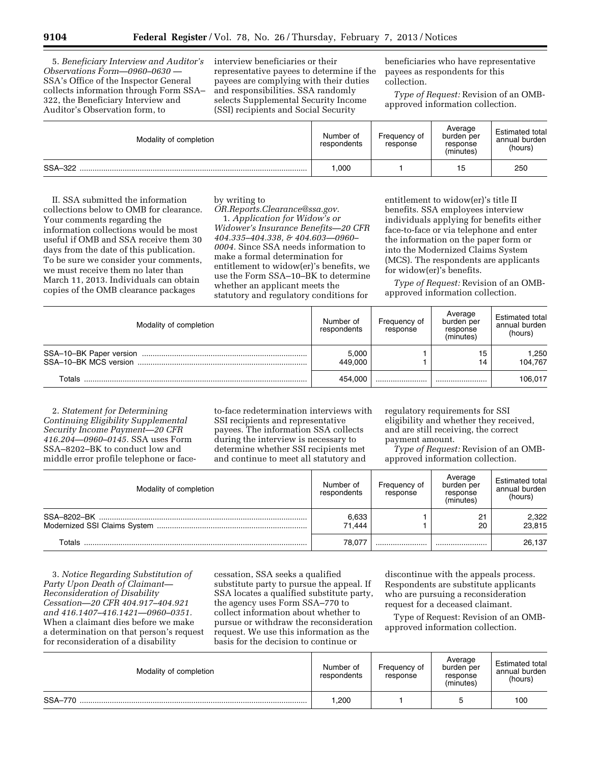5. *Beneficiary Interview and Auditor's Observations Form—0960–0630* — SSA's Office of the Inspector General collects information through Form SSA–322, the Beneficiary Interview and Auditor's Observation form, to interview beneficiaries or their representative payees to determine if the payees are complying with their duties and responsibilities. SSA randomly selects Supplemental Security Income (SSI) recipients and Social Security beneficiaries who have representative payees as respondents for this collection.

*Type of Request:* Revision of an OMB-approved information collection.

| Modality of completion | Number of respondents | Frequency of response | Average burden per response (minutes) | Estimated total annual burden (hours) |
|---|---|---|---|---|
| SSA–322 | 1,000 | 1 | 15 | 250 |

II. SSA submitted the information collections below to OMB for clearance. Your comments regarding the information collections would be most useful if OMB and SSA receive them 30 days from the date of this publication. To be sure we consider your comments, we must receive them no later than March 11, 2013. Individuals can obtain copies of the OMB clearance packages by writing to *OR.Reports.Clearance@ssa.gov.*

1. *Application for Widow's or Widower's Insurance Benefits—20 CFR 404.335–404.338, & 404.603—0960–0004.* Since SSA needs information to make a formal determination for entitlement to widow(er)'s benefits, we use the Form SSA–10–BK to determine whether an applicant meets the statutory and regulatory conditions for entitlement to widow(er)'s title II benefits. SSA employees interview individuals applying for benefits either face-to-face or via telephone and enter the information on the paper form or into the Modernized Claims System (MCS). The respondents are applicants for widow(er)'s benefits.

*Type of Request:* Revision of an OMB-approved information collection.

| Modality of completion | Number of respondents | Frequency of response | Average burden per response (minutes) | Estimated total annual burden (hours) |
|---|---|---|---|---|
| SSA–10–BK Paper version | 5,000 | 1 | 15 | 1,250 |
| SSA–10–BK MCS version | 449,000 | 1 | 14 | 104,767 |
| Totals | 454,000 | | | 106,017 |

2. *Statement for Determining Continuing Eligibility Supplemental Security Income Payment—20 CFR 416.204—0960–0145.* SSA uses Form SSA–8202–BK to conduct low and middle error profile telephone or face-to-face redetermination interviews with SSI recipients and representative payees. The information SSA collects during the interview is necessary to determine whether SSI recipients met and continue to meet all statutory and regulatory requirements for SSI eligibility and whether they received, and are still receiving, the correct payment amount.

*Type of Request:* Revision of an OMB-approved information collection.

| Modality of completion | Number of respondents | Frequency of response | Average burden per response (minutes) | Estimated total annual burden (hours) |
|---|---|---|---|---|
| SSA–8202–BK | 6,633 | 1 | 21 | 2,322 |
| Modernized SSI Claims System | 71,444 | 1 | 20 | 23,815 |
| Totals | 78,077 | | | 26,137 |

3. *Notice Regarding Substitution of Party Upon Death of Claimant—Reconsideration of Disability Cessation—20 CFR 404.917–404.921 and 416.1407–416.1421—0960–0351.* When a claimant dies before we make a determination on that person's request for reconsideration of a disability cessation, SSA seeks a qualified substitute party to pursue the appeal. If SSA locates a qualified substitute party, the agency uses Form SSA–770 to collect information about whether to pursue or withdraw the reconsideration request. We use this information as the basis for the decision to continue or discontinue with the appeals process. Respondents are substitute applicants who are pursuing a reconsideration request for a deceased claimant.

Type of Request: Revision of an OMB-approved information collection.

| Modality of completion | Number of respondents | Frequency of response | Average burden per response (minutes) | Estimated total annual burden (hours) |
|---|---|---|---|---|
| SSA–770 | 1,200 | 1 | 5 | 100 |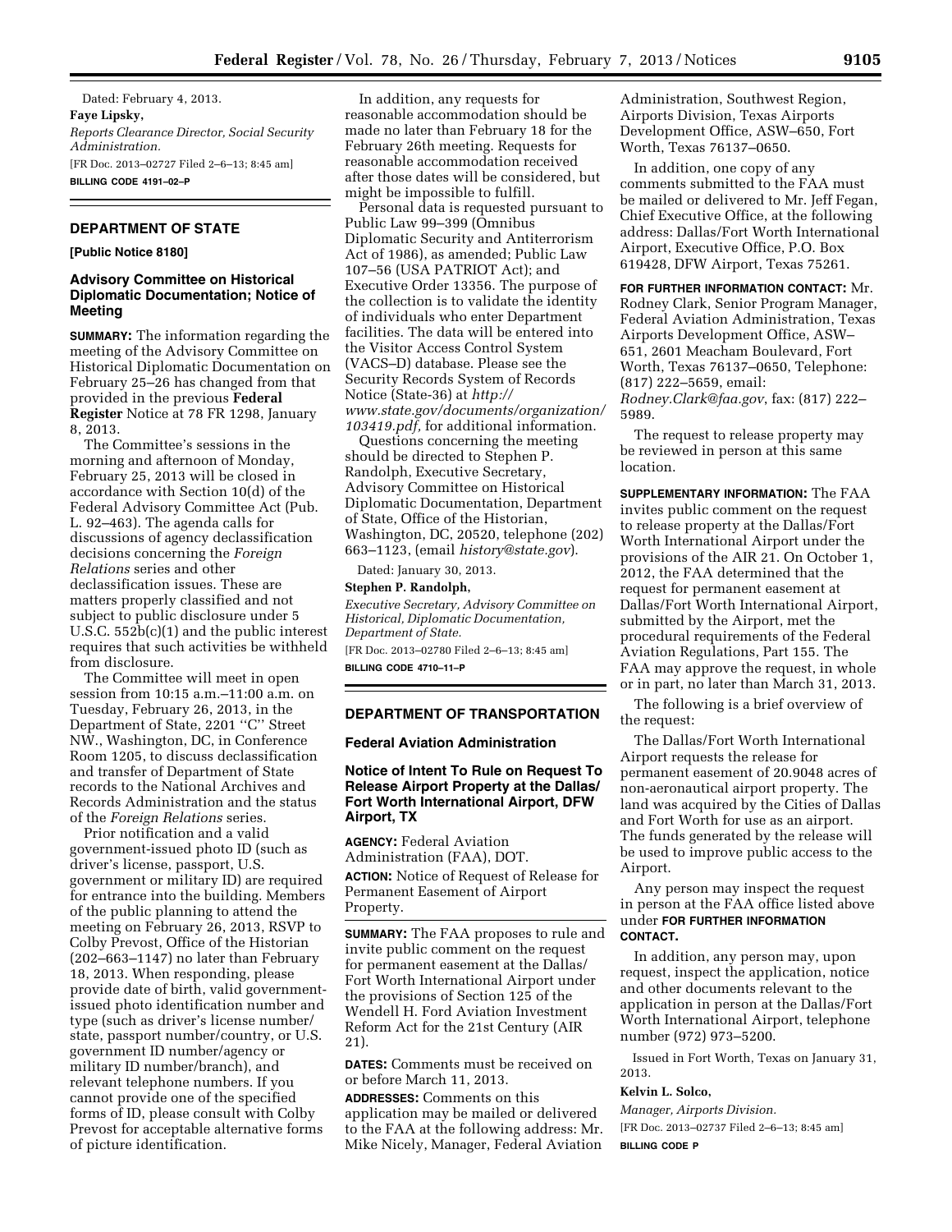Dated: February 4, 2013.

**Faye Lipsky,**

*Reports Clearance Director, Social Security Administration.*

[FR Doc. 2013–02727 Filed 2–6–13; 8:45 am]

**BILLING CODE 4191–02–P**

## DEPARTMENT OF STATE

**[Public Notice 8180]**

### Advisory Committee on Historical Diplomatic Documentation; Notice of Meeting

**SUMMARY:** The information regarding the meeting of the Advisory Committee on Historical Diplomatic Documentation on February 25–26 has changed from that provided in the previous **Federal Register** Notice at 78 FR 1298, January 8, 2013.

The Committee's sessions in the morning and afternoon of Monday, February 25, 2013 will be closed in accordance with Section 10(d) of the Federal Advisory Committee Act (Pub. L. 92–463). The agenda calls for discussions of agency declassification decisions concerning the *Foreign Relations* series and other declassification issues. These are matters properly classified and not subject to public disclosure under 5 U.S.C. 552b(c)(1) and the public interest requires that such activities be withheld from disclosure.

The Committee will meet in open session from 10:15 a.m.–11:00 a.m. on Tuesday, February 26, 2013, in the Department of State, 2201 ''C'' Street NW., Washington, DC, in Conference Room 1205, to discuss declassification and transfer of Department of State records to the National Archives and Records Administration and the status of the *Foreign Relations* series.

Prior notification and a valid government-issued photo ID (such as driver's license, passport, U.S. government or military ID) are required for entrance into the building. Members of the public planning to attend the meeting on February 26, 2013, RSVP to Colby Prevost, Office of the Historian (202–663–1147) no later than February 18, 2013. When responding, please provide date of birth, valid government-issued photo identification number and type (such as driver's license number/state, passport number/country, or U.S. government ID number/agency or military ID number/branch), and relevant telephone numbers. If you cannot provide one of the specified forms of ID, please consult with Colby Prevost for acceptable alternative forms of picture identification.

In addition, any requests for reasonable accommodation should be made no later than February 18 for the February 26th meeting. Requests for reasonable accommodation received after those dates will be considered, but might be impossible to fulfill.

Personal data is requested pursuant to Public Law 99–399 (Omnibus Diplomatic Security and Antiterrorism Act of 1986), as amended; Public Law 107–56 (USA PATRIOT Act); and Executive Order 13356. The purpose of the collection is to validate the identity of individuals who enter Department facilities. The data will be entered into the Visitor Access Control System (VACS–D) database. Please see the Security Records System of Records Notice (State-36) at *http://www.state.gov/documents/organization/103419.pdf,* for additional information.

Questions concerning the meeting should be directed to Stephen P. Randolph, Executive Secretary, Advisory Committee on Historical Diplomatic Documentation, Department of State, Office of the Historian, Washington, DC, 20520, telephone (202) 663–1123, (email *history@state.gov*).

Dated: January 30, 2013.

**Stephen P. Randolph,**

*Executive Secretary, Advisory Committee on Historical, Diplomatic Documentation, Department of State.*

[FR Doc. 2013–02780 Filed 2–6–13; 8:45 am]

**BILLING CODE 4710–11–P**

## DEPARTMENT OF TRANSPORTATION

### Federal Aviation Administration

### Notice of Intent To Rule on Request To Release Airport Property at the Dallas/Fort Worth International Airport, DFW Airport, TX

**AGENCY:** Federal Aviation Administration (FAA), DOT.

**ACTION:** Notice of Request of Release for Permanent Easement of Airport Property.

**SUMMARY:** The FAA proposes to rule and invite public comment on the request for permanent easement at the Dallas/Fort Worth International Airport under the provisions of Section 125 of the Wendell H. Ford Aviation Investment Reform Act for the 21st Century (AIR 21).

**DATES:** Comments must be received on or before March 11, 2013.

**ADDRESSES:** Comments on this application may be mailed or delivered to the FAA at the following address: Mr. Mike Nicely, Manager, Federal Aviation Administration, Southwest Region, Airports Division, Texas Airports Development Office, ASW–650, Fort Worth, Texas 76137–0650.

In addition, one copy of any comments submitted to the FAA must be mailed or delivered to Mr. Jeff Fegan, Chief Executive Office, at the following address: Dallas/Fort Worth International Airport, Executive Office, P.O. Box 619428, DFW Airport, Texas 75261.

**FOR FURTHER INFORMATION CONTACT:** Mr. Rodney Clark, Senior Program Manager, Federal Aviation Administration, Texas Airports Development Office, ASW–651, 2601 Meacham Boulevard, Fort Worth, Texas 76137–0650, Telephone: (817) 222–5659, email: *Rodney.Clark@faa.gov*, fax: (817) 222–5989.

The request to release property may be reviewed in person at this same location.

**SUPPLEMENTARY INFORMATION:** The FAA invites public comment on the request to release property at the Dallas/Fort Worth International Airport under the provisions of the AIR 21. On October 1, 2012, the FAA determined that the request for permanent easement at Dallas/Fort Worth International Airport, submitted by the Airport, met the procedural requirements of the Federal Aviation Regulations, Part 155. The FAA may approve the request, in whole or in part, no later than March 31, 2013.

The following is a brief overview of the request:

The Dallas/Fort Worth International Airport requests the release for permanent easement of 20.9048 acres of non-aeronautical airport property. The land was acquired by the Cities of Dallas and Fort Worth for use as an airport. The funds generated by the release will be used to improve public access to the Airport.

Any person may inspect the request in person at the FAA office listed above under **FOR FURTHER INFORMATION CONTACT.**

In addition, any person may, upon request, inspect the application, notice and other documents relevant to the application in person at the Dallas/Fort Worth International Airport, telephone number (972) 973–5200.

Issued in Fort Worth, Texas on January 31, 2013.

**Kelvin L. Solco,**

*Manager, Airports Division.*

[FR Doc. 2013–02737 Filed 2–6–13; 8:45 am]

**BILLING CODE P**